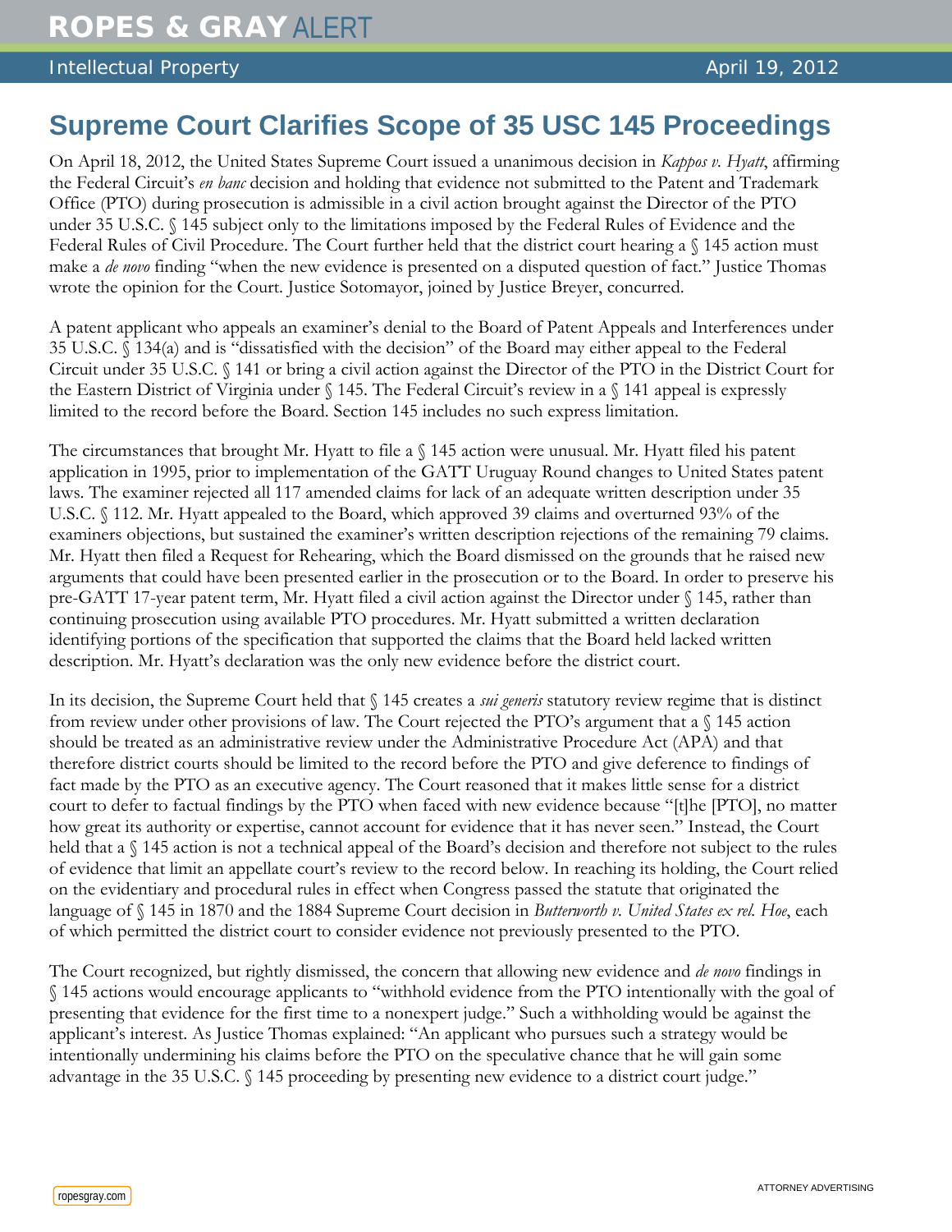# Supreme Court Clarifies Scope of 35 USC 145 Proceedings

On April 18, 2012, the United States Supreme Court issued a unanimous decision in *Kappos v. Hyatt*, affirming the Federal Circuit's *en banc* decision and holding that evidence not submitted to the Patent and Trademark Office (PTO) during prosecution is admissible in a civil action brought against the Director of the PTO under 35 U.S.C. § 145 subject only to the limitations imposed by the Federal Rules of Evidence and the Federal Rules of Civil Procedure. The Court further held that the district court hearing a § 145 action must make a *de novo* finding "when the new evidence is presented on a disputed question of fact." Justice Thomas wrote the opinion for the Court. Justice Sotomayor, joined by Justice Breyer, concurred.

A patent applicant who appeals an examiner's denial to the Board of Patent Appeals and Interferences under 35 U.S.C. § 134(a) and is "dissatisfied with the decision" of the Board may either appeal to the Federal Circuit under 35 U.S.C. § 141 or bring a civil action against the Director of the PTO in the District Court for the Eastern District of Virginia under § 145. The Federal Circuit's review in a § 141 appeal is expressly limited to the record before the Board. Section 145 includes no such express limitation.

The circumstances that brought Mr. Hyatt to file a § 145 action were unusual. Mr. Hyatt filed his patent application in 1995, prior to implementation of the GATT Uruguay Round changes to United States patent laws. The examiner rejected all 117 amended claims for lack of an adequate written description under 35 U.S.C. § 112. Mr. Hyatt appealed to the Board, which approved 39 claims and overturned 93% of the examiners objections, but sustained the examiner's written description rejections of the remaining 79 claims. Mr. Hyatt then filed a Request for Rehearing, which the Board dismissed on the grounds that he raised new arguments that could have been presented earlier in the prosecution or to the Board. In order to preserve his pre-GATT 17-year patent term, Mr. Hyatt filed a civil action against the Director under § 145, rather than continuing prosecution using available PTO procedures. Mr. Hyatt submitted a written declaration identifying portions of the specification that supported the claims that the Board held lacked written description. Mr. Hyatt's declaration was the only new evidence before the district court.

In its decision, the Supreme Court held that § 145 creates a *sui generis* statutory review regime that is distinct from review under other provisions of law. The Court rejected the PTO's argument that a § 145 action should be treated as an administrative review under the Administrative Procedure Act (APA) and that therefore district courts should be limited to the record before the PTO and give deference to findings of fact made by the PTO as an executive agency. The Court reasoned that it makes little sense for a district court to defer to factual findings by the PTO when faced with new evidence because "[t]he [PTO], no matter how great its authority or expertise, cannot account for evidence that it has never seen." Instead, the Court held that a § 145 action is not a technical appeal of the Board's decision and therefore not subject to the rules of evidence that limit an appellate court's review to the record below. In reaching its holding, the Court relied on the evidentiary and procedural rules in effect when Congress passed the statute that originated the language of § 145 in 1870 and the 1884 Supreme Court decision in *Butterworth v. United States ex rel. Hoe*, each of which permitted the district court to consider evidence not previously presented to the PTO.

The Court recognized, but rightly dismissed, the concern that allowing new evidence and *de novo* findings in § 145 actions would encourage applicants to "withhold evidence from the PTO intentionally with the goal of presenting that evidence for the first time to a nonexpert judge." Such a withholding would be against the applicant's interest. As Justice Thomas explained: "An applicant who pursues such a strategy would be intentionally undermining his claims before the PTO on the speculative chance that he will gain some advantage in the 35 U.S.C. § 145 proceeding by presenting new evidence to a district court judge."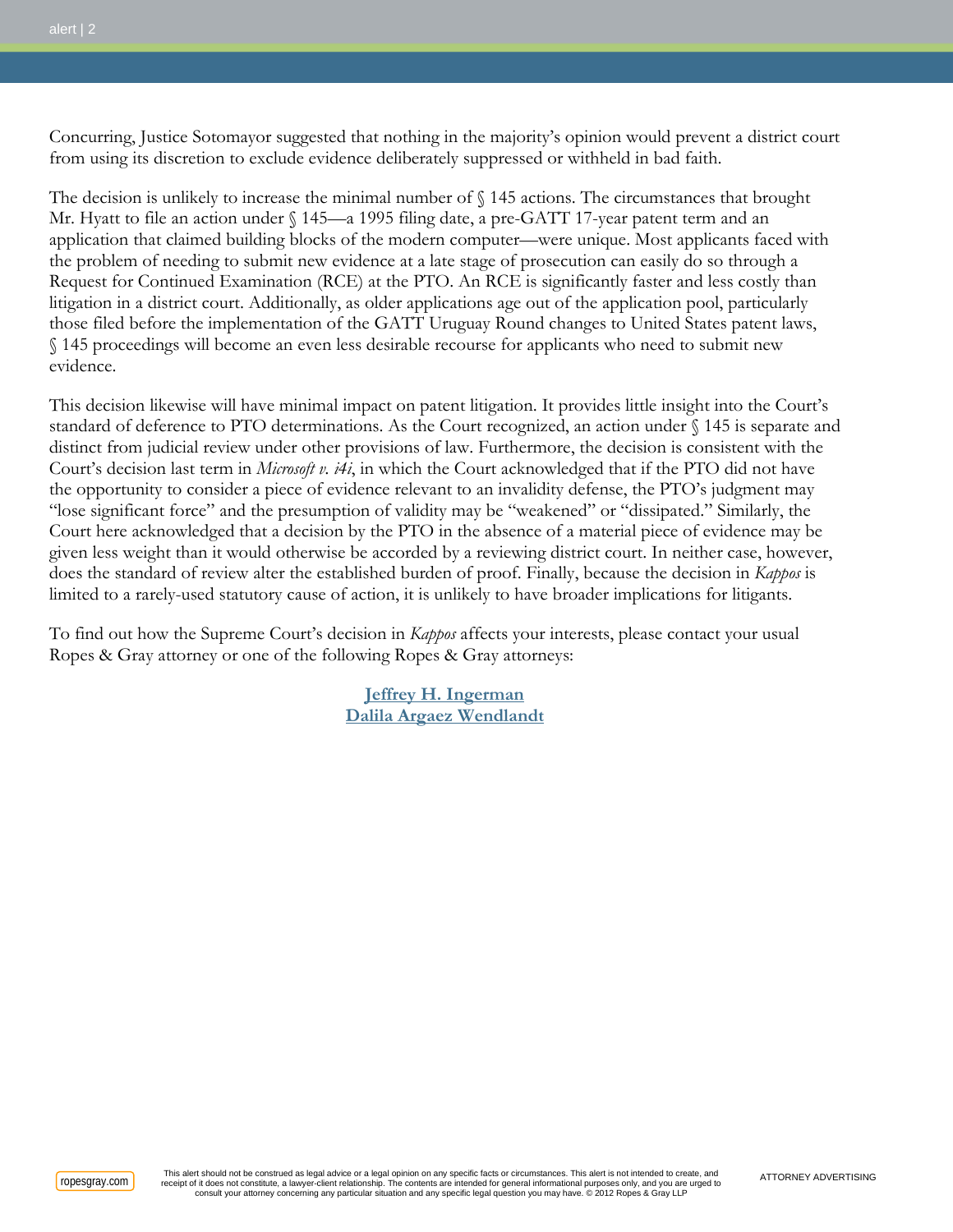Concurring, Justice Sotomayor suggested that nothing in the majority's opinion would prevent a district court from using its discretion to exclude evidence deliberately suppressed or withheld in bad faith.

The decision is unlikely to increase the minimal number of § 145 actions. The circumstances that brought Mr. Hyatt to file an action under § 145—a 1995 filing date, a pre-GATT 17-year patent term and an application that claimed building blocks of the modern computer—were unique. Most applicants faced with the problem of needing to submit new evidence at a late stage of prosecution can easily do so through a Request for Continued Examination (RCE) at the PTO. An RCE is significantly faster and less costly than litigation in a district court. Additionally, as older applications age out of the application pool, particularly those filed before the implementation of the GATT Uruguay Round changes to United States patent laws, § 145 proceedings will become an even less desirable recourse for applicants who need to submit new evidence.

This decision likewise will have minimal impact on patent litigation. It provides little insight into the Court's standard of deference to PTO determinations. As the Court recognized, an action under § 145 is separate and distinct from judicial review under other provisions of law. Furthermore, the decision is consistent with the Court's decision last term in *Microsoft v. i4i*, in which the Court acknowledged that if the PTO did not have the opportunity to consider a piece of evidence relevant to an invalidity defense, the PTO's judgment may "lose significant force" and the presumption of validity may be "weakened" or "dissipated." Similarly, the Court here acknowledged that a decision by the PTO in the absence of a material piece of evidence may be given less weight than it would otherwise be accorded by a reviewing district court. In neither case, however, does the standard of review alter the established burden of proof. Finally, because the decision in *Kappos* is limited to a rarely-used statutory cause of action, it is unlikely to have broader implications for litigants.

To find out how the Supreme Court's decision in *Kappos* affects your interests, please contact your usual Ropes & Gray attorney or one of the following Ropes & Gray attorneys:

**Jeffrey H. Ingerman**
**Dalila Argaez Wendlandt**

ropesgray.com

This alert should not be construed as legal advice or a legal opinion on any specific facts or circumstances. This alert is not intended to create, and receipt of it does not constitute, a lawyer-client relationship. The contents are intended for general informational purposes only, and you are urged to consult your attorney concerning any particular situation and any specific legal question you may have. © 2012 Ropes & Gray LLP

ATTORNEY ADVERTISING